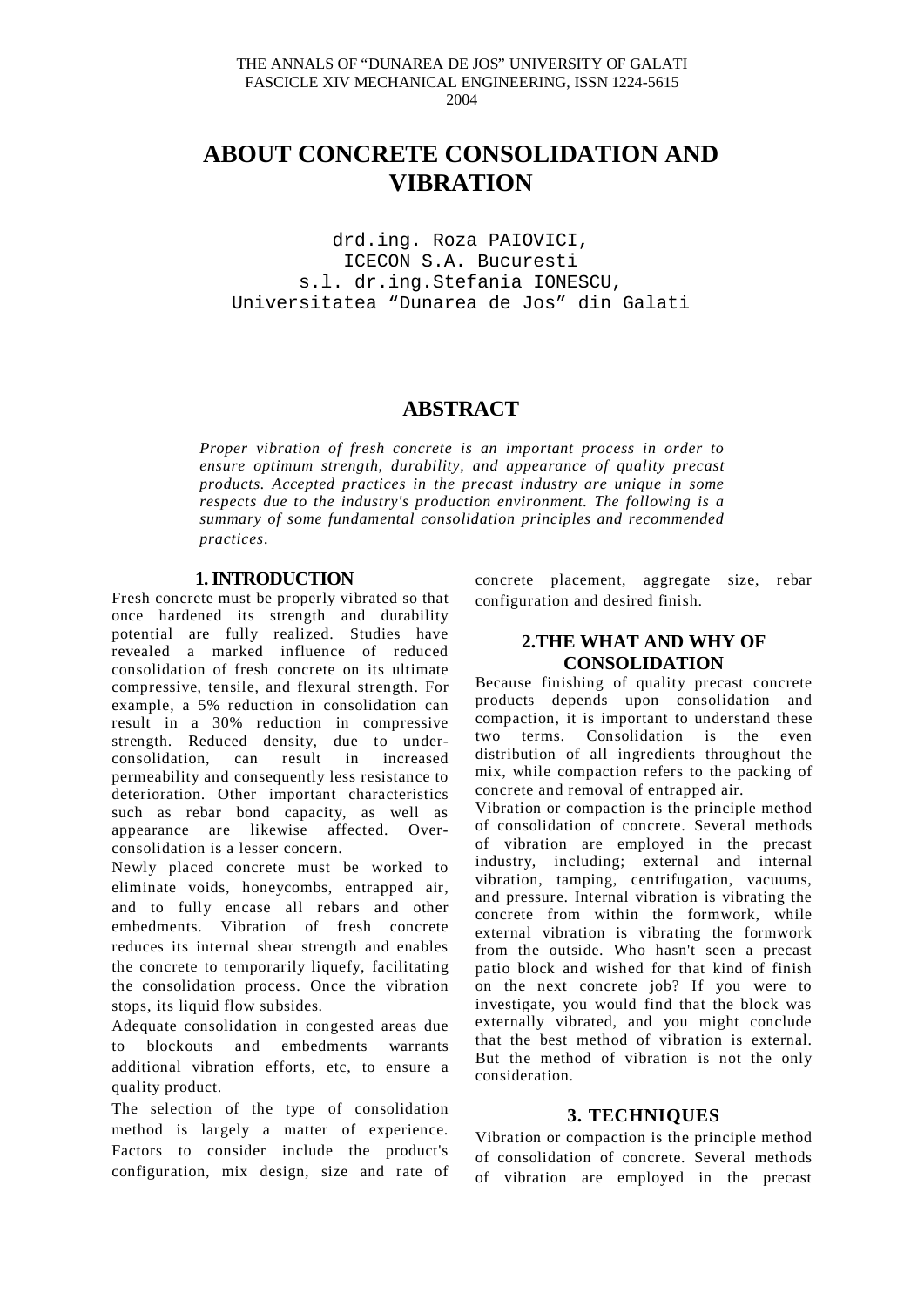THE ANNALS OF "DUNAREA DE JOS" UNIVERSITY OF GALATI
FASCICLE XIV MECHANICAL ENGINEERING, ISSN 1224-5615
2004

# ABOUT CONCRETE CONSOLIDATION AND VIBRATION

drd.ing. Roza PAIOVICI,
ICECON S.A. Bucuresti
s.l. dr.ing.Stefania IONESCU,
Universitatea "Dunarea de Jos" din Galati

## ABSTRACT

*Proper vibration of fresh concrete is an important process in order to ensure optimum strength, durability, and appearance of quality precast products. Accepted practices in the precast industry are unique in some respects due to the industry's production environment. The following is a summary of some fundamental consolidation principles and recommended practices.*

## 1. INTRODUCTION

Fresh concrete must be properly vibrated so that once hardened its strength and durability potential are fully realized. Studies have revealed a marked influence of reduced consolidation of fresh concrete on its ultimate compressive, tensile, and flexural strength. For example, a 5% reduction in consolidation can result in a 30% reduction in compressive strength. Reduced density, due to under-consolidation, can result in increased permeability and consequently less resistance to deterioration. Other important characteristics such as rebar bond capacity, as well as appearance are likewise affected. Over-consolidation is a lesser concern.

Newly placed concrete must be worked to eliminate voids, honeycombs, entrapped air, and to fully encase all rebars and other embedments. Vibration of fresh concrete reduces its internal shear strength and enables the concrete to temporarily liquefy, facilitating the consolidation process. Once the vibration stops, its liquid flow subsides.

Adequate consolidation in congested areas due to blockouts and embedments warrants additional vibration efforts, etc, to ensure a quality product.

The selection of the type of consolidation method is largely a matter of experience. Factors to consider include the product's configuration, mix design, size and rate of concrete placement, aggregate size, rebar configuration and desired finish.

## 2.THE WHAT AND WHY OF CONSOLIDATION

Because finishing of quality precast concrete products depends upon consolidation and compaction, it is important to understand these two terms. Consolidation is the even distribution of all ingredients throughout the mix, while compaction refers to the packing of concrete and removal of entrapped air.

Vibration or compaction is the principle method of consolidation of concrete. Several methods of vibration are employed in the precast industry, including; external and internal vibration, tamping, centrifugation, vacuums, and pressure. Internal vibration is vibrating the concrete from within the formwork, while external vibration is vibrating the formwork from the outside. Who hasn't seen a precast patio block and wished for that kind of finish on the next concrete job? If you were to investigate, you would find that the block was externally vibrated, and you might conclude that the best method of vibration is external. But the method of vibration is not the only consideration.

## 3. TECHNIQUES

Vibration or compaction is the principle method of consolidation of concrete. Several methods of vibration are employed in the precast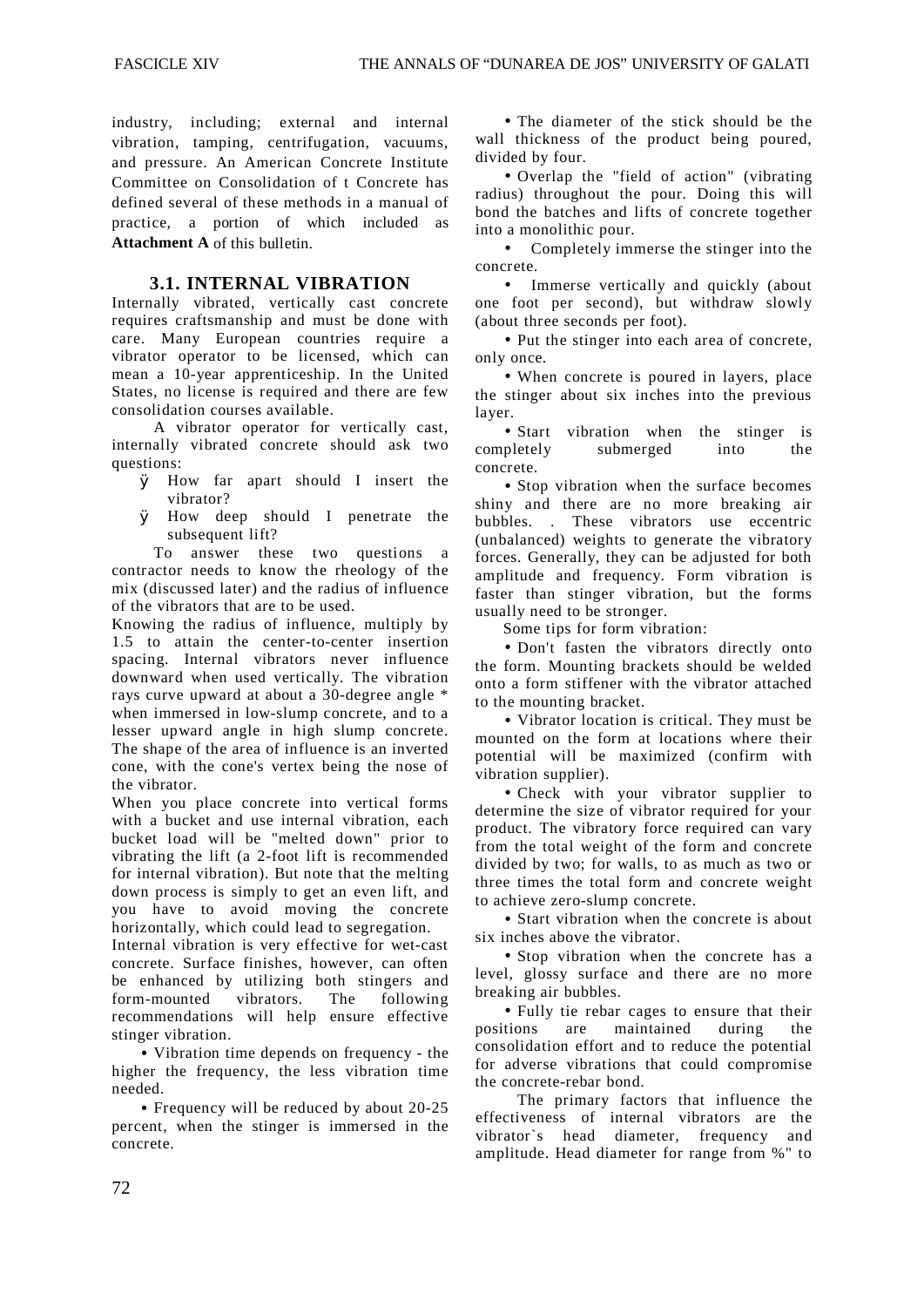industry, including; external and internal vibration, tamping, centrifugation, vacuums, and pressure. An American Concrete Institute Committee on Consolidation of t Concrete has defined several of these methods in a manual of practice, a portion of which included as **Attachment A** of this bulletin.

### 3.1. INTERNAL VIBRATION

Internally vibrated, vertically cast concrete requires craftsmanship and must be done with care. Many European countries require a vibrator operator to be licensed, which can mean a 10-year apprenticeship. In the United States, no license is required and there are few consolidation courses available.

A vibrator operator for vertically cast, internally vibrated concrete should ask two questions:

- How far apart should I insert the vibrator?
- How deep should I penetrate the subsequent lift?

To answer these two questions a contractor needs to know the rheology of the mix (discussed later) and the radius of influence of the vibrators that are to be used.

Knowing the radius of influence, multiply by 1.5 to attain the center-to-center insertion spacing. Internal vibrators never influence downward when used vertically. The vibration rays curve upward at about a 30-degree angle * when immersed in low-slump concrete, and to a lesser upward angle in high slump concrete. The shape of the area of influence is an inverted cone, with the cone's vertex being the nose of the vibrator.

When you place concrete into vertical forms with a bucket and use internal vibration, each bucket load will be "melted down" prior to vibrating the lift (a 2-foot lift is recommended for internal vibration). But note that the melting down process is simply to get an even lift, and you have to avoid moving the concrete horizontally, which could lead to segregation.

Internal vibration is very effective for wet-cast concrete. Surface finishes, however, can often be enhanced by utilizing both stingers and form-mounted vibrators. The following recommendations will help ensure effective stinger vibration.

- Vibration time depends on frequency - the higher the frequency, the less vibration time needed.
- Frequency will be reduced by about 20-25 percent, when the stinger is immersed in the concrete.
- The diameter of the stick should be the wall thickness of the product being poured, divided by four.
- Overlap the "field of action" (vibrating radius) throughout the pour. Doing this will bond the batches and lifts of concrete together into a monolithic pour.
- Completely immerse the stinger into the concrete.
- Immerse vertically and quickly (about one foot per second), but withdraw slowly (about three seconds per foot).
- Put the stinger into each area of concrete, only once.
- When concrete is poured in layers, place the stinger about six inches into the previous layer.
- Start vibration when the stinger is completely submerged into the concrete.
- Stop vibration when the surface becomes shiny and there are no more breaking air bubbles. . These vibrators use eccentric (unbalanced) weights to generate the vibratory forces. Generally, they can be adjusted for both amplitude and frequency. Form vibration is faster than stinger vibration, but the forms usually need to be stronger.

Some tips for form vibration:

- Don't fasten the vibrators directly onto the form. Mounting brackets should be welded onto a form stiffener with the vibrator attached to the mounting bracket.
- Vibrator location is critical. They must be mounted on the form at locations where their potential will be maximized (confirm with vibration supplier).
- Check with your vibrator supplier to determine the size of vibrator required for your product. The vibratory force required can vary from the total weight of the form and concrete divided by two; for walls, to as much as two or three times the total form and concrete weight to achieve zero-slump concrete.
- Start vibration when the concrete is about six inches above the vibrator.
- Stop vibration when the concrete has a level, glossy surface and there are no more breaking air bubbles.
- Fully tie rebar cages to ensure that their positions are maintained during the consolidation effort and to reduce the potential for adverse vibrations that could compromise the concrete-rebar bond.

The primary factors that influence the effectiveness of internal vibrators are the vibrator`s head diameter, frequency and amplitude. Head diameter for range from %" to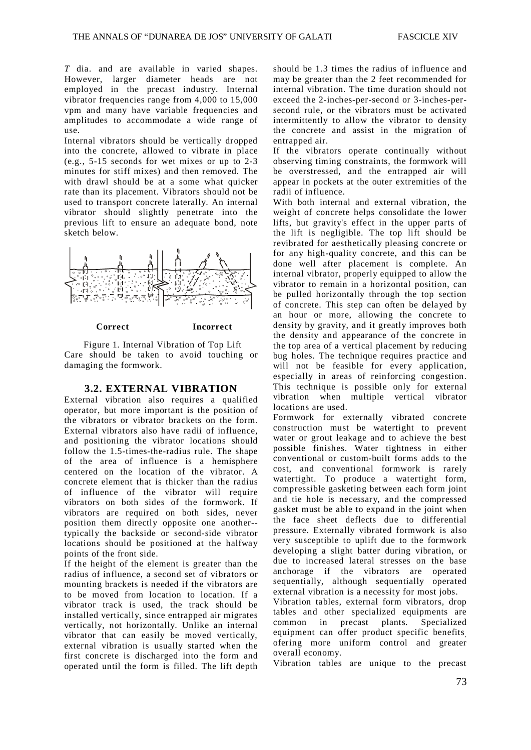*T* dia. and are available in varied shapes. However, larger diameter heads are not employed in the precast industry. Internal vibrator frequencies range from 4,000 to 15,000 vpm and many have variable frequencies and amplitudes to accommodate a wide range of use.

Internal vibrators should be vertically dropped into the concrete, allowed to vibrate in place (e.g., 5-15 seconds for wet mixes or up to 2-3 minutes for stiff mixes) and then removed. The with drawl should be at a some what quicker rate than its placement. Vibrators should not be used to transport concrete laterally. An internal vibrator should slightly penetrate into the previous lift to ensure an adequate bond, note sketch below.

**Correct** **Incorrect**

Figure 1. Internal Vibration of Top Lift

Care should be taken to avoid touching or damaging the formwork.

## 3.2. EXTERNAL VIBRATION

External vibration also requires a qualified operator, but more important is the position of the vibrators or vibrator brackets on the form. External vibrators also have radii of influence, and positioning the vibrator locations should follow the 1.5-times-the-radius rule. The shape of the area of influence is a hemisphere centered on the location of the vibrator. A concrete element that is thicker than the radius of influence of the vibrator will require vibrators on both sides of the formwork. If vibrators are required on both sides, never position them directly opposite one another--typically the backside or second-side vibrator locations should be positioned at the halfway points of the front side.

If the height of the element is greater than the radius of influence, a second set of vibrators or mounting brackets is needed if the vibrators are to be moved from location to location. If a vibrator track is used, the track should be installed vertically, since entrapped air migrates vertically, not horizontally. Unlike an internal vibrator that can easily be moved vertically, external vibration is usually started when the first concrete is discharged into the form and operated until the form is filled. The lift depth should be 1.3 times the radius of influence and may be greater than the 2 feet recommended for internal vibration. The time duration should not exceed the 2-inches-per-second or 3-inches-per-second rule, or the vibrators must be activated intermittently to allow the vibrator to density the concrete and assist in the migration of entrapped air.

If the vibrators operate continually without observing timing constraints, the formwork will be overstressed, and the entrapped air will appear in pockets at the outer extremities of the radii of influence.

With both internal and external vibration, the weight of concrete helps consolidate the lower lifts, but gravity's effect in the upper parts of the lift is negligible. The top lift should be revibrated for aesthetically pleasing concrete or for any high-quality concrete, and this can be done well after placement is complete. An internal vibrator, properly equipped to allow the vibrator to remain in a horizontal position, can be pulled horizontally through the top section of concrete. This step can often be delayed by an hour or more, allowing the concrete to density by gravity, and it greatly improves both the density and appearance of the concrete in the top area of a vertical placement by reducing bug holes. The technique requires practice and will not be feasible for every application, especially in areas of reinforcing congestion. This technique is possible only for external vibration when multiple vertical vibrator locations are used.

Formwork for externally vibrated concrete construction must be watertight to prevent water or grout leakage and to achieve the best possible finishes. Water tightness in either conventional or custom-built forms adds to the cost, and conventional formwork is rarely watertight. To produce a watertight form, compressible gasketing between each form joint and tie hole is necessary, and the compressed gasket must be able to expand in the joint when the face sheet deflects due to differential pressure. Externally vibrated formwork is also very susceptible to uplift due to the formwork developing a slight batter during vibration, or due to increased lateral stresses on the base anchorage if the vibrators are operated sequentially, although sequentially operated external vibration is a necessity for most jobs.

Vibration tables, external form vibrators, drop tables and other specialized equipments are common in precast plants. Specialized equipment can offer product specific benefits, ofering more uniform control and greater overall economy.

Vibration tables are unique to the precast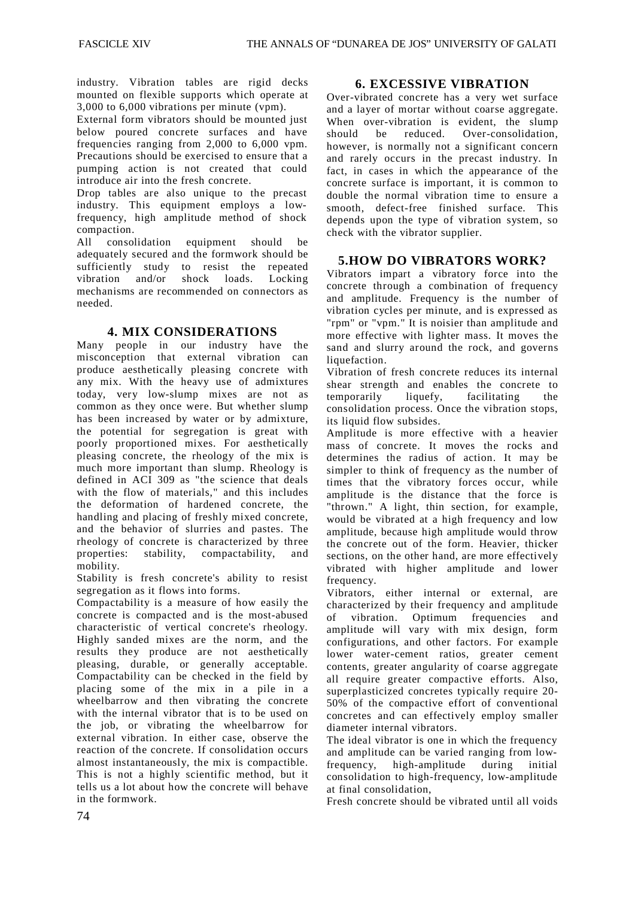industry. Vibration tables are rigid decks mounted on flexible supports which operate at 3,000 to 6,000 vibrations per minute (vpm).

External form vibrators should be mounted just below poured concrete surfaces and have frequencies ranging from 2,000 to 6,000 vpm. Precautions should be exercised to ensure that a pumping action is not created that could introduce air into the fresh concrete.

Drop tables are also unique to the precast industry. This equipment employs a low-frequency, high amplitude method of shock compaction.

All consolidation equipment should be adequately secured and the formwork should be sufficiently study to resist the repeated vibration and/or shock loads. Locking mechanisms are recommended on connectors as needed.

## 4. MIX CONSIDERATIONS

Many people in our industry have the misconception that external vibration can produce aesthetically pleasing concrete with any mix. With the heavy use of admixtures today, very low-slump mixes are not as common as they once were. But whether slump has been increased by water or by admixture, the potential for segregation is great with poorly proportioned mixes. For aesthetically pleasing concrete, the rheology of the mix is much more important than slump. Rheology is defined in ACI 309 as "the science that deals with the flow of materials," and this includes the deformation of hardened concrete, the handling and placing of freshly mixed concrete, and the behavior of slurries and pastes. The rheology of concrete is characterized by three properties: stability, compactability, and mobility.

Stability is fresh concrete's ability to resist segregation as it flows into forms.

Compactability is a measure of how easily the concrete is compacted and is the most-abused characteristic of vertical concrete's rheology. Highly sanded mixes are the norm, and the results they produce are not aesthetically pleasing, durable, or generally acceptable. Compactability can be checked in the field by placing some of the mix in a pile in a wheelbarrow and then vibrating the concrete with the internal vibrator that is to be used on the job, or vibrating the wheelbarrow for external vibration. In either case, observe the reaction of the concrete. If consolidation occurs almost instantaneously, the mix is compactible. This is not a highly scientific method, but it tells us a lot about how the concrete will behave in the formwork.

## 6. EXCESSIVE VIBRATION

Over-vibrated concrete has a very wet surface and a layer of mortar without coarse aggregate. When over-vibration is evident, the slump should be reduced. Over-consolidation, however, is normally not a significant concern and rarely occurs in the precast industry. In fact, in cases in which the appearance of the concrete surface is important, it is common to double the normal vibration time to ensure a smooth, defect-free finished surface. This depends upon the type of vibration system, so check with the vibrator supplier.

## 5.HOW DO VIBRATORS WORK?

Vibrators impart a vibratory force into the concrete through a combination of frequency and amplitude. Frequency is the number of vibration cycles per minute, and is expressed as "rpm" or "vpm." It is noisier than amplitude and more effective with lighter mass. It moves the sand and slurry around the rock, and governs liquefaction.

Vibration of fresh concrete reduces its internal shear strength and enables the concrete to temporarily liquefy, facilitating the consolidation process. Once the vibration stops, its liquid flow subsides.

Amplitude is more effective with a heavier mass of concrete. It moves the rocks and determines the radius of action. It may be simpler to think of frequency as the number of times that the vibratory forces occur, while amplitude is the distance that the force is "thrown." A light, thin section, for example, would be vibrated at a high frequency and low amplitude, because high amplitude would throw the concrete out of the form. Heavier, thicker sections, on the other hand, are more effectively vibrated with higher amplitude and lower frequency.

Vibrators, either internal or external, are characterized by their frequency and amplitude of vibration. Optimum frequencies and amplitude will vary with mix design, form configurations, and other factors. For example lower water-cement ratios, greater cement contents, greater angularity of coarse aggregate all require greater compactive efforts. Also, superplasticized concretes typically require 20-50% of the compactive effort of conventional concretes and can effectively employ smaller diameter internal vibrators.

The ideal vibrator is one in which the frequency and amplitude can be varied ranging from low-frequency, high-amplitude during initial consolidation to high-frequency, low-amplitude at final consolidation,

Fresh concrete should be vibrated until all voids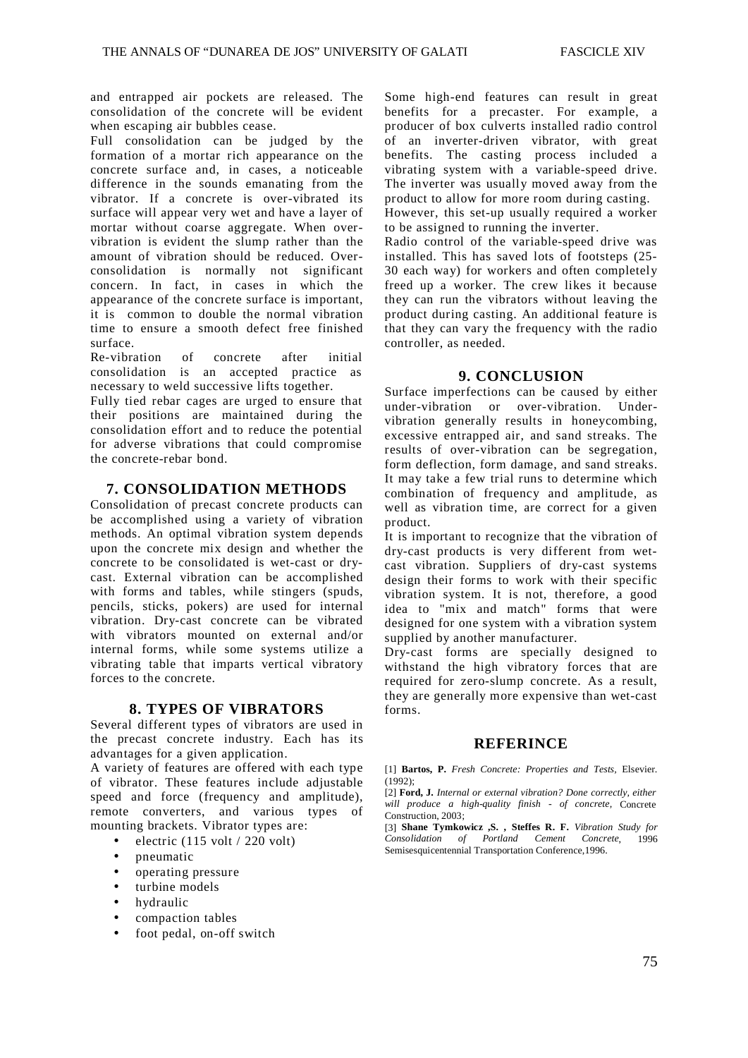and entrapped air pockets are released. The consolidation of the concrete will be evident when escaping air bubbles cease.

Full consolidation can be judged by the formation of a mortar rich appearance on the concrete surface and, in cases, a noticeable difference in the sounds emanating from the vibrator. If a concrete is over-vibrated its surface will appear very wet and have a layer of mortar without coarse aggregate. When over-vibration is evident the slump rather than the amount of vibration should be reduced. Over-consolidation is normally not significant concern. In fact, in cases in which the appearance of the concrete surface is important, it is common to double the normal vibration time to ensure a smooth defect free finished surface.

Re-vibration of concrete after initial consolidation is an accepted practice as necessary to weld successive lifts together.

Fully tied rebar cages are urged to ensure that their positions are maintained during the consolidation effort and to reduce the potential for adverse vibrations that could compromise the concrete-rebar bond.

## 7. CONSOLIDATION METHODS

Consolidation of precast concrete products can be accomplished using a variety of vibration methods. An optimal vibration system depends upon the concrete mix design and whether the concrete to be consolidated is wet-cast or dry-cast. External vibration can be accomplished with forms and tables, while stingers (spuds, pencils, sticks, pokers) are used for internal vibration. Dry-cast concrete can be vibrated with vibrators mounted on external and/or internal forms, while some systems utilize a vibrating table that imparts vertical vibratory forces to the concrete.

## 8. TYPES OF VIBRATORS

Several different types of vibrators are used in the precast concrete industry. Each has its advantages for a given application.

A variety of features are offered with each type of vibrator. These features include adjustable speed and force (frequency and amplitude), remote converters, and various types of mounting brackets. Vibrator types are:

- electric (115 volt / 220 volt)
- pneumatic
- operating pressure
- turbine models
- hydraulic
- compaction tables
- foot pedal, on-off switch

Some high-end features can result in great benefits for a precaster. For example, a producer of box culverts installed radio control of an inverter-driven vibrator, with great benefits. The casting process included a vibrating system with a variable-speed drive. The inverter was usually moved away from the product to allow for more room during casting. However, this set-up usually required a worker to be assigned to running the inverter.

Radio control of the variable-speed drive was installed. This has saved lots of footsteps (25-30 each way) for workers and often completely freed up a worker. The crew likes it because they can run the vibrators without leaving the product during casting. An additional feature is that they can vary the frequency with the radio controller, as needed.

## 9. CONCLUSION

Surface imperfections can be caused by either under-vibration or over-vibration. Under-vibration generally results in honeycombing, excessive entrapped air, and sand streaks. The results of over-vibration can be segregation, form deflection, form damage, and sand streaks. It may take a few trial runs to determine which combination of frequency and amplitude, as well as vibration time, are correct for a given product.

It is important to recognize that the vibration of dry-cast products is very different from wet-cast vibration. Suppliers of dry-cast systems design their forms to work with their specific vibration system. It is not, therefore, a good idea to "mix and match" forms that were designed for one system with a vibration system supplied by another manufacturer.

Dry-cast forms are specially designed to withstand the high vibratory forces that are required for zero-slump concrete. As a result, they are generally more expensive than wet-cast forms.

## REFERINCE

[1] **Bartos, P.** *Fresh Concrete: Properties and Tests,* Elsevier. (1992);

[2] **Ford, J.** *Internal or external vibration? Done correctly, either will produce a high-quality finish - of concrete,* Concrete Construction, 2003;

[3] **Shane Tymkowicz ,S. , Steffes R. F.** *Vibration Study for Consolidation of Portland Cement Concrete,* 1996 Semisesquicentennial Transportation Conference,1996.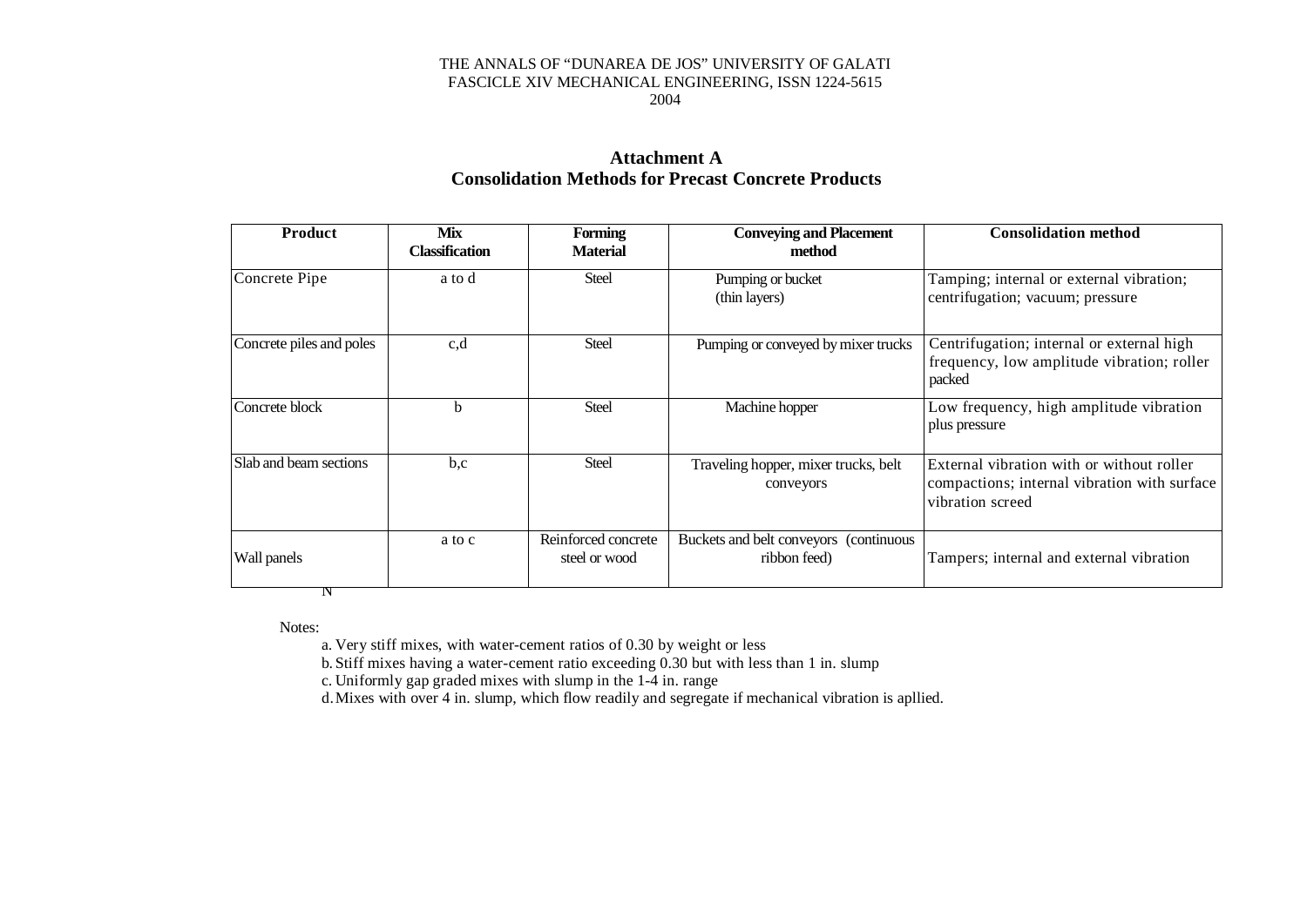## Attachment A
## Consolidation Methods for Precast Concrete Products

| Product | Mix Classification | Forming Material | Conveying and Placement method | Consolidation method |
|---|---|---|---|---|
| Concrete Pipe | a to d | Steel | Pumping or bucket (thin layers) | Tamping; internal or external vibration; centrifugation; vacuum; pressure |
| Concrete piles and poles | c,d | Steel | Pumping or conveyed by mixer trucks | Centrifugation; internal or external high frequency, low amplitude vibration; roller packed |
| Concrete block | b | Steel | Machine hopper | Low frequency, high amplitude vibration plus pressure |
| Slab and beam sections | b,c | Steel | Traveling hopper, mixer trucks, belt conveyors | External vibration with or without roller compactions; internal vibration with surface vibration screed |
| Wall panels | a to c | Reinforced concrete steel or wood | Buckets and belt conveyors (continuous ribbon feed) | Tampers; internal and external vibration |

N

Notes:

a. Very stiff mixes, with water-cement ratios of 0.30 by weight or less

b. Stiff mixes having a water-cement ratio exceeding 0.30 but with less than 1 in. slump

c. Uniformly gap graded mixes with slump in the 1-4 in. range

d. Mixes with over 4 in. slump, which flow readily and segregate if mechanical vibration is apllied.